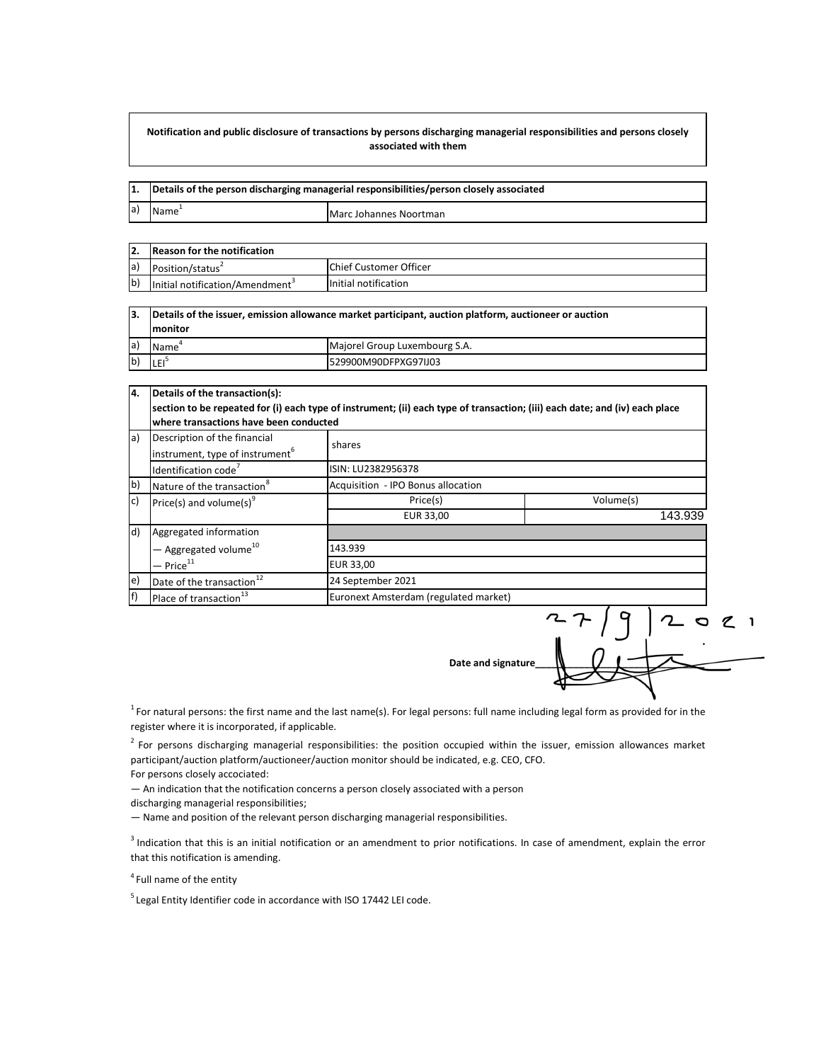**Notification and public disclosure of transactions by persons discharging managerial responsibilities and persons closely associated with them**

| 1. | Details of the person discharging managerial responsibilities/person closely associated | |
|---|---|---|
| a) | Name[1] | Marc Johannes Noortman |

| 2. | Reason for the notification | |
|---|---|---|
| a) | Position/status[2] | Chief Customer Officer |
| b) | Initial notification/Amendment[3] | Initial notification |

| 3. | Details of the issuer, emission allowance market participant, auction platform, auctioneer or auction monitor | |
|---|---|---|
| a) | Name[4] | Majorel Group Luxembourg S.A. |
| b) | LEI[5] | 529900M90DFPXG97IJ03 |

| 4. | Details of the transaction(s): section to be repeated for (i) each type of instrument; (ii) each type of transaction; (iii) each date; and (iv) each place where transactions have been conducted | | |
|---|---|---|---|
| a) | Description of the financial instrument, type of instrument[6] | shares | |
| | Identification code[7] | ISIN: LU2382956378 | |
| b) | Nature of the transaction[8] | Acquisition - IPO Bonus allocation | |
| c) | Price(s) and volume(s)[9] | Price(s) | Volume(s) |
| | | EUR 33,00 | 143.939 |
| d) | Aggregated information | | |
| | — Aggregated volume[10] | 143.939 | |
| | — Price[11] | EUR 33,00 | |
| e) | Date of the transaction[12] | 24 September 2021 | |
| f) | Place of transaction[13] | Euronext Amsterdam (regulated market) | |

**Date and signature** 27/9/2021 [signature]

[1] For natural persons: the first name and the last name(s). For legal persons: full name including legal form as provided for in the register where it is incorporated, if applicable.

[2] For persons discharging managerial responsibilities: the position occupied within the issuer, emission allowances market participant/auction platform/auctioneer/auction monitor should be indicated, e.g. CEO, CFO.
For persons closely accociated:
— An indication that the notification concerns a person closely associated with a person discharging managerial responsibilities;
— Name and position of the relevant person discharging managerial responsibilities.

[3] Indication that this is an initial notification or an amendment to prior notifications. In case of amendment, explain the error that this notification is amending.

[4] Full name of the entity

[5] Legal Entity Identifier code in accordance with ISO 17442 LEI code.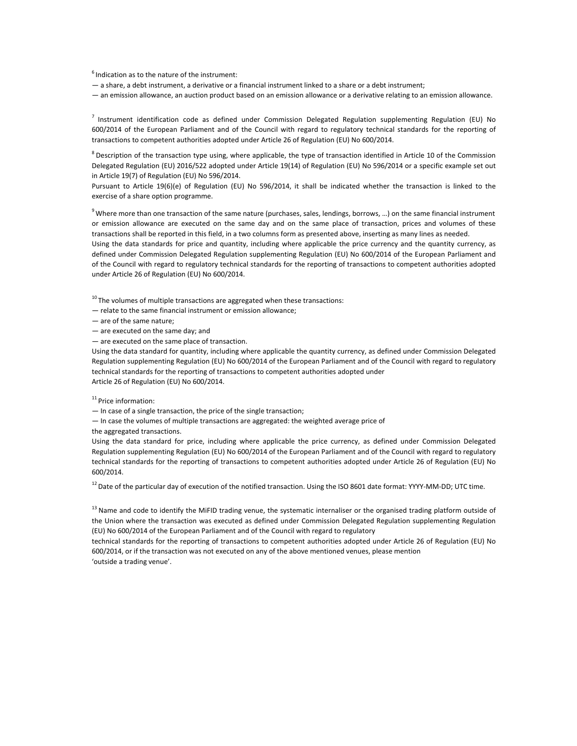[6] Indication as to the nature of the instrument:

— a share, a debt instrument, a derivative or a financial instrument linked to a share or a debt instrument;

— an emission allowance, an auction product based on an emission allowance or a derivative relating to an emission allowance.

[7] Instrument identification code as defined under Commission Delegated Regulation supplementing Regulation (EU) No 600/2014 of the European Parliament and of the Council with regard to regulatory technical standards for the reporting of transactions to competent authorities adopted under Article 26 of Regulation (EU) No 600/2014.

[8] Description of the transaction type using, where applicable, the type of transaction identified in Article 10 of the Commission Delegated Regulation (EU) 2016/522 adopted under Article 19(14) of Regulation (EU) No 596/2014 or a specific example set out in Article 19(7) of Regulation (EU) No 596/2014.

Pursuant to Article 19(6)(e) of Regulation (EU) No 596/2014, it shall be indicated whether the transaction is linked to the exercise of a share option programme.

[9] Where more than one transaction of the same nature (purchases, sales, lendings, borrows, …) on the same financial instrument or emission allowance are executed on the same day and on the same place of transaction, prices and volumes of these transactions shall be reported in this field, in a two columns form as presented above, inserting as many lines as needed.

Using the data standards for price and quantity, including where applicable the price currency and the quantity currency, as defined under Commission Delegated Regulation supplementing Regulation (EU) No 600/2014 of the European Parliament and of the Council with regard to regulatory technical standards for the reporting of transactions to competent authorities adopted under Article 26 of Regulation (EU) No 600/2014.

[10] The volumes of multiple transactions are aggregated when these transactions:

— relate to the same financial instrument or emission allowance;

— are of the same nature;

— are executed on the same day; and

— are executed on the same place of transaction.

Using the data standard for quantity, including where applicable the quantity currency, as defined under Commission Delegated Regulation supplementing Regulation (EU) No 600/2014 of the European Parliament and of the Council with regard to regulatory technical standards for the reporting of transactions to competent authorities adopted under Article 26 of Regulation (EU) No 600/2014.

[11] Price information:

— In case of a single transaction, the price of the single transaction;

— In case the volumes of multiple transactions are aggregated: the weighted average price of the aggregated transactions.

Using the data standard for price, including where applicable the price currency, as defined under Commission Delegated Regulation supplementing Regulation (EU) No 600/2014 of the European Parliament and of the Council with regard to regulatory technical standards for the reporting of transactions to competent authorities adopted under Article 26 of Regulation (EU) No 600/2014.

[12] Date of the particular day of execution of the notified transaction. Using the ISO 8601 date format: YYYY-MM-DD; UTC time.

[13] Name and code to identify the MiFID trading venue, the systematic internaliser or the organised trading platform outside of the Union where the transaction was executed as defined under Commission Delegated Regulation supplementing Regulation (EU) No 600/2014 of the European Parliament and of the Council with regard to regulatory technical standards for the reporting of transactions to competent authorities adopted under Article 26 of Regulation (EU) No 600/2014, or if the transaction was not executed on any of the above mentioned venues, please mention 'outside a trading venue'.